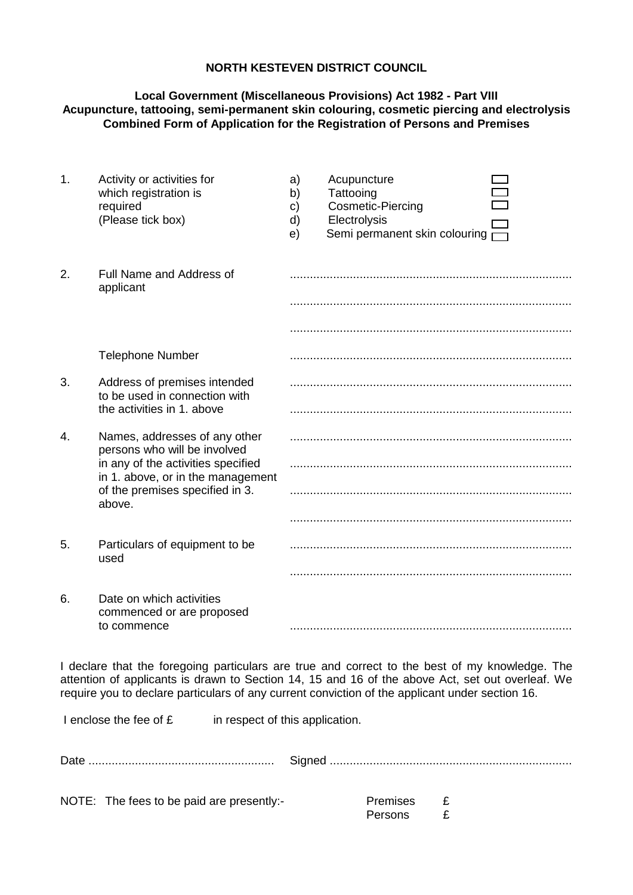**NORTH KESTEVEN DISTRICT COUNCIL**

**Local Government (Miscellaneous Provisions) Act 1982 - Part VIII**
**Acupuncture, tattooing, semi-permanent skin colouring, cosmetic piercing and electrolysis**
**Combined Form of Application for the Registration of Persons and Premises**

1. Activity or activities for which registration is required (Please tick box)
   - a) Acupuncture ☐
   - b) Tattooing ☐
   - c) Cosmetic-Piercing ☐
   - d) Electrolysis ☐
   - e) Semi permanent skin colouring ☐

2. Full Name and Address of applicant ....................................................................................

   ....................................................................................

   ....................................................................................

   Telephone Number ....................................................................................

3. Address of premises intended to be used in connection with the activities in 1. above ....................................................................................

   ....................................................................................

4. Names, addresses of any other persons who will be involved in any of the activities specified in 1. above, or in the management of the premises specified in 3. above. ....................................................................................

   ....................................................................................

   ....................................................................................

   ....................................................................................

5. Particulars of equipment to be used ....................................................................................

   ....................................................................................

6. Date on which activities commenced or are proposed to commence ....................................................................................

I declare that the foregoing particulars are true and correct to the best of my knowledge. The attention of applicants is drawn to Section 14, 15 and 16 of the above Act, set out overleaf. We require you to declare particulars of any current conviction of the applicant under section 16.

I enclose the fee of £ in respect of this application.

Date ........................................................ Signed ........................................................................

NOTE: The fees to be paid are presently:-

Premises £
Persons £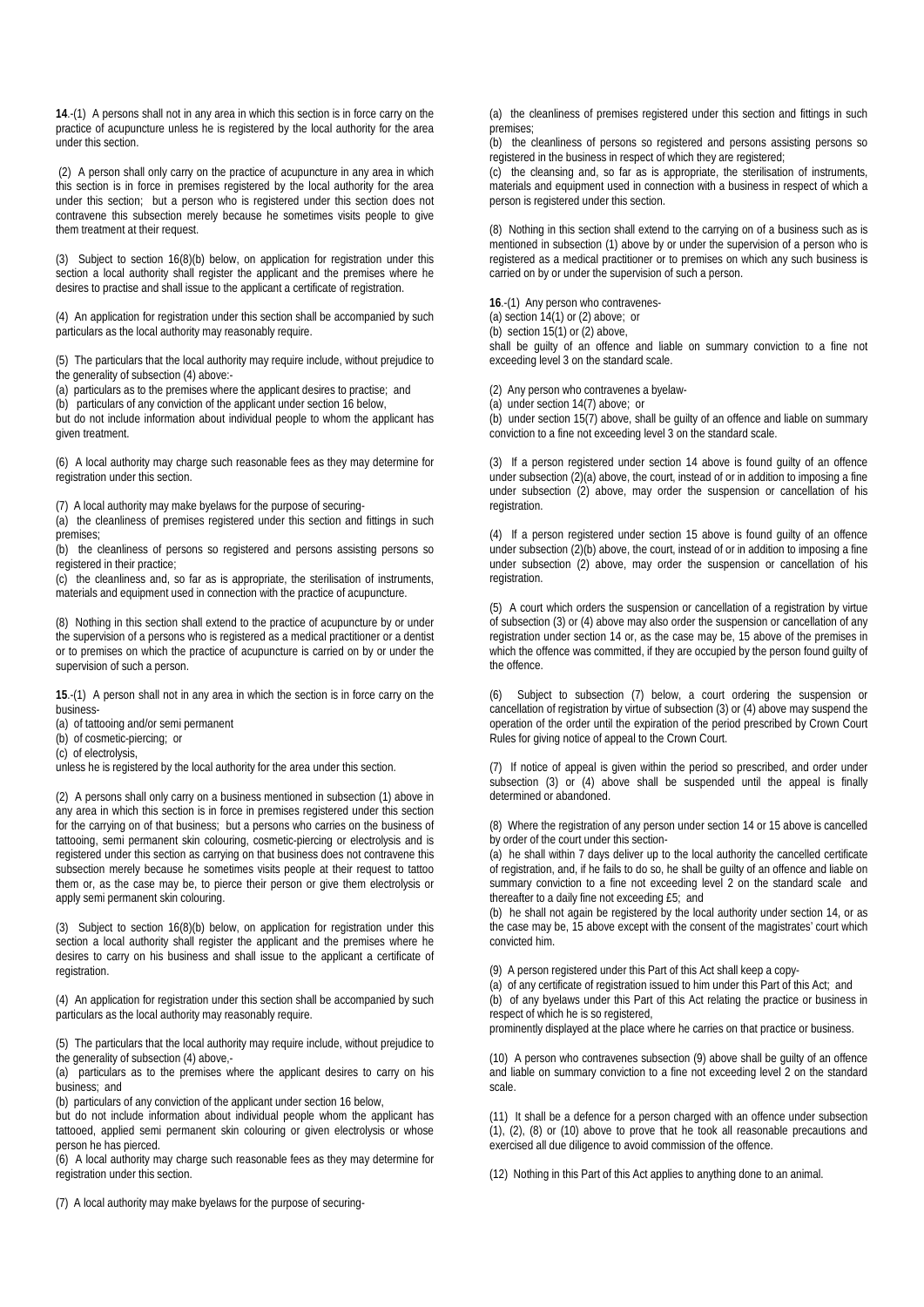**14**.-(1) A persons shall not in any area in which this section is in force carry on the practice of acupuncture unless he is registered by the local authority for the area under this section.

(2) A person shall only carry on the practice of acupuncture in any area in which this section is in force in premises registered by the local authority for the area under this section; but a person who is registered under this section does not contravene this subsection merely because he sometimes visits people to give them treatment at their request.

(3) Subject to section 16(8)(b) below, on application for registration under this section a local authority shall register the applicant and the premises where he desires to practise and shall issue to the applicant a certificate of registration.

(4) An application for registration under this section shall be accompanied by such particulars as the local authority may reasonably require.

(5) The particulars that the local authority may require include, without prejudice to the generality of subsection (4) above:-

(a) particulars as to the premises where the applicant desires to practise; and

(b) particulars of any conviction of the applicant under section 16 below,

but do not include information about individual people to whom the applicant has given treatment.

(6) A local authority may charge such reasonable fees as they may determine for registration under this section.

(7) A local authority may make byelaws for the purpose of securing-

(a) the cleanliness of premises registered under this section and fittings in such premises;

(b) the cleanliness of persons so registered and persons assisting persons so registered in their practice;

(c) the cleanliness and, so far as is appropriate, the sterilisation of instruments, materials and equipment used in connection with the practice of acupuncture.

(8) Nothing in this section shall extend to the practice of acupuncture by or under the supervision of a persons who is registered as a medical practitioner or a dentist or to premises on which the practice of acupuncture is carried on by or under the supervision of such a person.

**15**.-(1) A person shall not in any area in which the section is in force carry on the business-

(a) of tattooing and/or semi permanent

(b) of cosmetic-piercing; or

(c) of electrolysis,

unless he is registered by the local authority for the area under this section.

(2) A persons shall only carry on a business mentioned in subsection (1) above in any area in which this section is in force in premises registered under this section for the carrying on of that business; but a persons who carries on the business of tattooing, semi permanent skin colouring, cosmetic-piercing or electrolysis and is registered under this section as carrying on that business does not contravene this subsection merely because he sometimes visits people at their request to tattoo them or, as the case may be, to pierce their person or give them electrolysis or apply semi permanent skin colouring.

(3) Subject to section 16(8)(b) below, on application for registration under this section a local authority shall register the applicant and the premises where he desires to carry on his business and shall issue to the applicant a certificate of registration.

(4) An application for registration under this section shall be accompanied by such particulars as the local authority may reasonably require.

(5) The particulars that the local authority may require include, without prejudice to the generality of subsection (4) above,-

(a) particulars as to the premises where the applicant desires to carry on his business; and

(b) particulars of any conviction of the applicant under section 16 below,

but do not include information about individual people whom the applicant has tattooed, applied semi permanent skin colouring or given electrolysis or whose person he has pierced.

(6) A local authority may charge such reasonable fees as they may determine for registration under this section.

(7) A local authority may make byelaws for the purpose of securing-

(a) the cleanliness of premises registered under this section and fittings in such premises;

(b) the cleanliness of persons so registered and persons assisting persons so registered in the business in respect of which they are registered;

(c) the cleansing and, so far as is appropriate, the sterilisation of instruments, materials and equipment used in connection with a business in respect of which a person is registered under this section.

(8) Nothing in this section shall extend to the carrying on of a business such as is mentioned in subsection (1) above by or under the supervision of a person who is registered as a medical practitioner or to premises on which any such business is carried on by or under the supervision of such a person.

**16**.-(1) Any person who contravenes-

(a) section 14(1) or (2) above; or

(b) section 15(1) or (2) above,

shall be guilty of an offence and liable on summary conviction to a fine not exceeding level 3 on the standard scale.

(2) Any person who contravenes a byelaw-

(a) under section 14(7) above; or

(b) under section 15(7) above, shall be guilty of an offence and liable on summary conviction to a fine not exceeding level 3 on the standard scale.

(3) If a person registered under section 14 above is found guilty of an offence under subsection (2)(a) above, the court, instead of or in addition to imposing a fine under subsection (2) above, may order the suspension or cancellation of his registration.

(4) If a person registered under section 15 above is found guilty of an offence under subsection (2)(b) above, the court, instead of or in addition to imposing a fine under subsection (2) above, may order the suspension or cancellation of his registration.

(5) A court which orders the suspension or cancellation of a registration by virtue of subsection (3) or (4) above may also order the suspension or cancellation of any registration under section 14 or, as the case may be, 15 above of the premises in which the offence was committed, if they are occupied by the person found guilty of the offence.

(6) Subject to subsection (7) below, a court ordering the suspension or cancellation of registration by virtue of subsection (3) or (4) above may suspend the operation of the order until the expiration of the period prescribed by Crown Court Rules for giving notice of appeal to the Crown Court.

(7) If notice of appeal is given within the period so prescribed, and order under subsection (3) or (4) above shall be suspended until the appeal is finally determined or abandoned.

(8) Where the registration of any person under section 14 or 15 above is cancelled by order of the court under this section-

(a) he shall within 7 days deliver up to the local authority the cancelled certificate of registration, and, if he fails to do so, he shall be guilty of an offence and liable on summary conviction to a fine not exceeding level 2 on the standard scale and thereafter to a daily fine not exceeding £5; and

(b) he shall not again be registered by the local authority under section 14, or as the case may be, 15 above except with the consent of the magistrates' court which convicted him.

(9) A person registered under this Part of this Act shall keep a copy-

(a) of any certificate of registration issued to him under this Part of this Act; and

(b) of any byelaws under this Part of this Act relating the practice or business in respect of which he is so registered,

prominently displayed at the place where he carries on that practice or business.

(10) A person who contravenes subsection (9) above shall be guilty of an offence and liable on summary conviction to a fine not exceeding level 2 on the standard scale.

(11) It shall be a defence for a person charged with an offence under subsection (1), (2), (8) or (10) above to prove that he took all reasonable precautions and exercised all due diligence to avoid commission of the offence.

(12) Nothing in this Part of this Act applies to anything done to an animal.